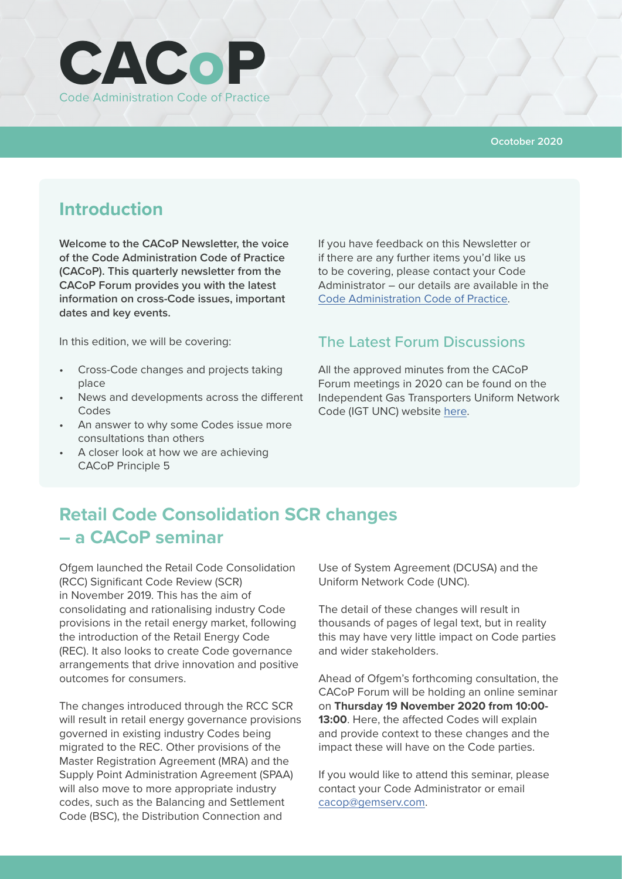# CACoP

Code Administration Code of Practice

Ocotober 2020

## Introduction

**Welcome to the CACoP Newsletter, the voice of the Code Administration Code of Practice (CACoP). This quarterly newsletter from the CACoP Forum provides you with the latest information on cross-Code issues, important dates and key events.**

In this edition, we will be covering:

- Cross-Code changes and projects taking place
- News and developments across the different Codes
- An answer to why some Codes issue more consultations than others
- A closer look at how we are achieving CACoP Principle 5

If you have feedback on this Newsletter or if there are any further items you'd like us to be covering, please contact your Code Administrator – our details are available in the Code Administration Code of Practice.

### The Latest Forum Discussions

All the approved minutes from the CACoP Forum meetings in 2020 can be found on the Independent Gas Transporters Uniform Network Code (IGT UNC) website here.

## Retail Code Consolidation SCR changes – a CACoP seminar

Ofgem launched the Retail Code Consolidation (RCC) Significant Code Review (SCR) in November 2019. This has the aim of consolidating and rationalising industry Code provisions in the retail energy market, following the introduction of the Retail Energy Code (REC). It also looks to create Code governance arrangements that drive innovation and positive outcomes for consumers.

The changes introduced through the RCC SCR will result in retail energy governance provisions governed in existing industry Codes being migrated to the REC. Other provisions of the Master Registration Agreement (MRA) and the Supply Point Administration Agreement (SPAA) will also move to more appropriate industry codes, such as the Balancing and Settlement Code (BSC), the Distribution Connection and Use of System Agreement (DCUSA) and the Uniform Network Code (UNC).

The detail of these changes will result in thousands of pages of legal text, but in reality this may have very little impact on Code parties and wider stakeholders.

Ahead of Ofgem's forthcoming consultation, the CACoP Forum will be holding an online seminar on **Thursday 19 November 2020 from 10:00-13:00**. Here, the affected Codes will explain and provide context to these changes and the impact these will have on the Code parties.

If you would like to attend this seminar, please contact your Code Administrator or email cacop@gemserv.com.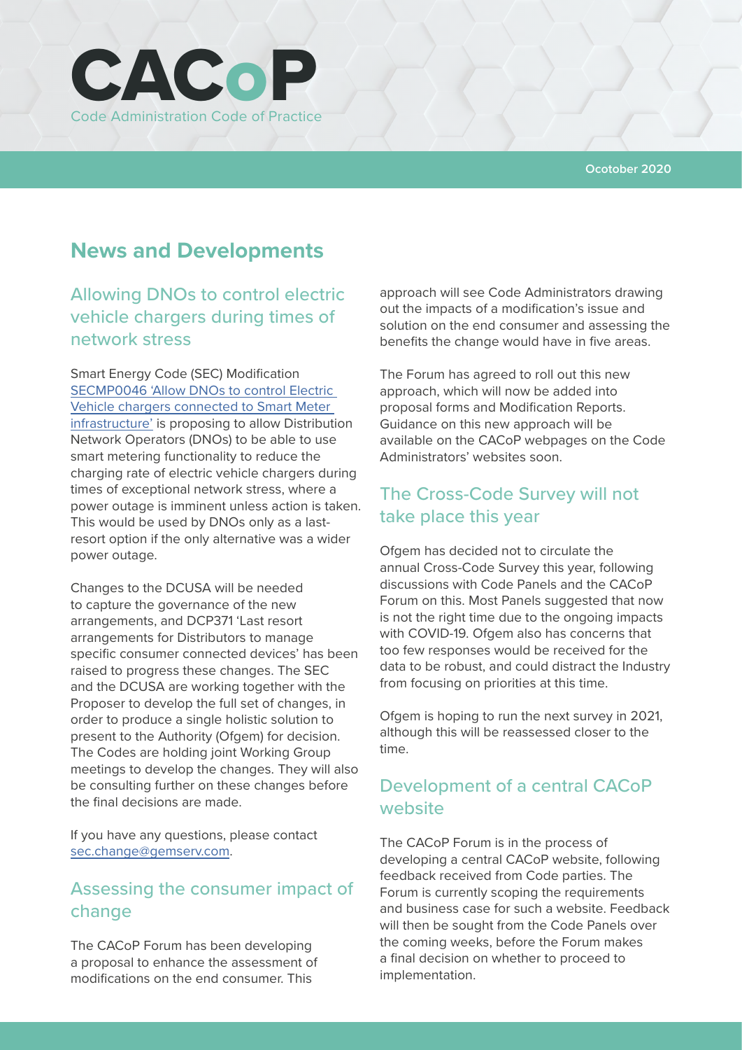# CACoP

Code Administration Code of Practice

Ocotober 2020

## News and Developments

### Allowing DNOs to control electric vehicle chargers during times of network stress

Smart Energy Code (SEC) Modification SECMP0046 'Allow DNOs to control Electric Vehicle chargers connected to Smart Meter infrastructure' is proposing to allow Distribution Network Operators (DNOs) to be able to use smart metering functionality to reduce the charging rate of electric vehicle chargers during times of exceptional network stress, where a power outage is imminent unless action is taken. This would be used by DNOs only as a last-resort option if the only alternative was a wider power outage.

Changes to the DCUSA will be needed to capture the governance of the new arrangements, and DCP371 'Last resort arrangements for Distributors to manage specific consumer connected devices' has been raised to progress these changes. The SEC and the DCUSA are working together with the Proposer to develop the full set of changes, in order to produce a single holistic solution to present to the Authority (Ofgem) for decision. The Codes are holding joint Working Group meetings to develop the changes. They will also be consulting further on these changes before the final decisions are made.

If you have any questions, please contact sec.change@gemserv.com.

### Assessing the consumer impact of change

The CACoP Forum has been developing a proposal to enhance the assessment of modifications on the end consumer. This approach will see Code Administrators drawing out the impacts of a modification's issue and solution on the end consumer and assessing the benefits the change would have in five areas.

The Forum has agreed to roll out this new approach, which will now be added into proposal forms and Modification Reports. Guidance on this new approach will be available on the CACoP webpages on the Code Administrators' websites soon.

### The Cross-Code Survey will not take place this year

Ofgem has decided not to circulate the annual Cross-Code Survey this year, following discussions with Code Panels and the CACoP Forum on this. Most Panels suggested that now is not the right time due to the ongoing impacts with COVID-19. Ofgem also has concerns that too few responses would be received for the data to be robust, and could distract the Industry from focusing on priorities at this time.

Ofgem is hoping to run the next survey in 2021, although this will be reassessed closer to the time.

### Development of a central CACoP website

The CACoP Forum is in the process of developing a central CACoP website, following feedback received from Code parties. The Forum is currently scoping the requirements and business case for such a website. Feedback will then be sought from the Code Panels over the coming weeks, before the Forum makes a final decision on whether to proceed to implementation.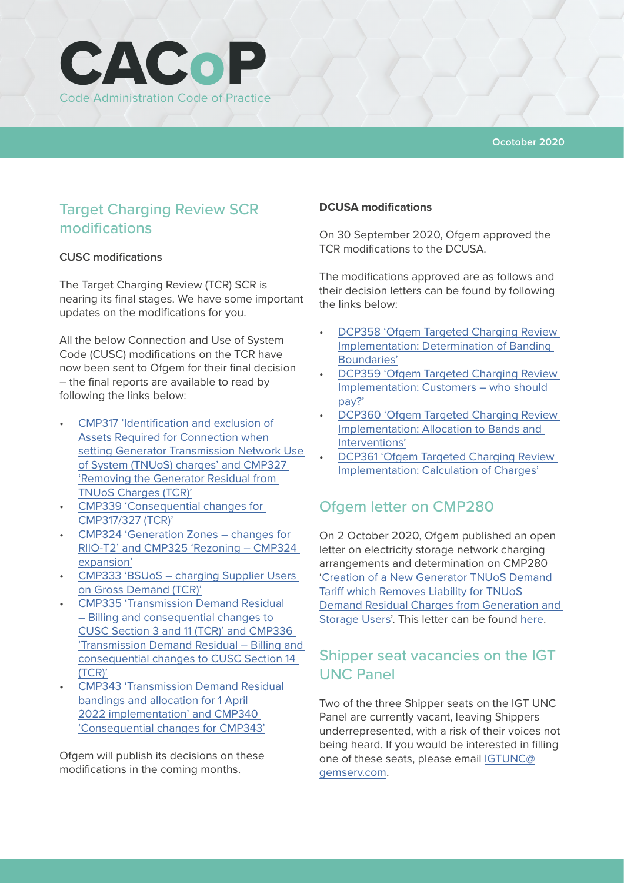# CACoP

Code Administration Code of Practice

Ocotober 2020

## Target Charging Review SCR modifications

**CUSC modifications**

The Target Charging Review (TCR) SCR is nearing its final stages. We have some important updates on the modifications for you.

All the below Connection and Use of System Code (CUSC) modifications on the TCR have now been sent to Ofgem for their final decision – the final reports are available to read by following the links below:

- CMP317 'Identification and exclusion of Assets Required for Connection when setting Generator Transmission Network Use of System (TNUoS) charges' and CMP327 'Removing the Generator Residual from TNUoS Charges (TCR)'
- CMP339 'Consequential changes for CMP317/327 (TCR)'
- CMP324 'Generation Zones – changes for RIIO-T2' and CMP325 'Rezoning – CMP324 expansion'
- CMP333 'BSUoS – charging Supplier Users on Gross Demand (TCR)'
- CMP335 'Transmission Demand Residual – Billing and consequential changes to CUSC Section 3 and 11 (TCR)' and CMP336 'Transmission Demand Residual – Billing and consequential changes to CUSC Section 14 (TCR)'
- CMP343 'Transmission Demand Residual bandings and allocation for 1 April 2022 implementation' and CMP340 'Consequential changes for CMP343'

Ofgem will publish its decisions on these modifications in the coming months.

**DCUSA modifications**

On 30 September 2020, Ofgem approved the TCR modifications to the DCUSA.

The modifications approved are as follows and their decision letters can be found by following the links below:

- DCP358 'Ofgem Targeted Charging Review Implementation: Determination of Banding Boundaries'
- DCP359 'Ofgem Targeted Charging Review Implementation: Customers – who should pay?'
- DCP360 'Ofgem Targeted Charging Review Implementation: Allocation to Bands and Interventions'
- DCP361 'Ofgem Targeted Charging Review Implementation: Calculation of Charges'

## Ofgem letter on CMP280

On 2 October 2020, Ofgem published an open letter on electricity storage network charging arrangements and determination on CMP280 'Creation of a New Generator TNUoS Demand Tariff which Removes Liability for TNUoS Demand Residual Charges from Generation and Storage Users'. This letter can be found here.

## Shipper seat vacancies on the IGT UNC Panel

Two of the three Shipper seats on the IGT UNC Panel are currently vacant, leaving Shippers underrepresented, with a risk of their voices not being heard. If you would be interested in filling one of these seats, please email IGTUNC@gemserv.com.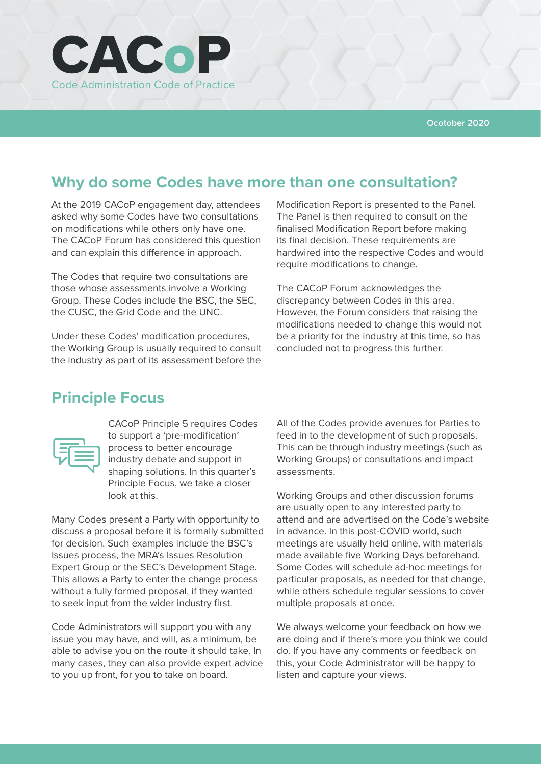# CACoP

Code Administration Code of Practice

Ocotober 2020

## Why do some Codes have more than one consultation?

At the 2019 CACoP engagement day, attendees asked why some Codes have two consultations on modifications while others only have one. The CACoP Forum has considered this question and can explain this difference in approach.

The Codes that require two consultations are those whose assessments involve a Working Group. These Codes include the BSC, the SEC, the CUSC, the Grid Code and the UNC.

Under these Codes' modification procedures, the Working Group is usually required to consult the industry as part of its assessment before the Modification Report is presented to the Panel. The Panel is then required to consult on the finalised Modification Report before making its final decision. These requirements are hardwired into the respective Codes and would require modifications to change.

The CACoP Forum acknowledges the discrepancy between Codes in this area. However, the Forum considers that raising the modifications needed to change this would not be a priority for the industry at this time, so has concluded not to progress this further.

## Principle Focus

CACoP Principle 5 requires Codes to support a 'pre-modification' process to better encourage industry debate and support in shaping solutions. In this quarter's Principle Focus, we take a closer look at this.

Many Codes present a Party with opportunity to discuss a proposal before it is formally submitted for decision. Such examples include the BSC's Issues process, the MRA's Issues Resolution Expert Group or the SEC's Development Stage. This allows a Party to enter the change process without a fully formed proposal, if they wanted to seek input from the wider industry first.

Code Administrators will support you with any issue you may have, and will, as a minimum, be able to advise you on the route it should take. In many cases, they can also provide expert advice to you up front, for you to take on board.

All of the Codes provide avenues for Parties to feed in to the development of such proposals. This can be through industry meetings (such as Working Groups) or consultations and impact assessments.

Working Groups and other discussion forums are usually open to any interested party to attend and are advertised on the Code's website in advance. In this post-COVID world, such meetings are usually held online, with materials made available five Working Days beforehand. Some Codes will schedule ad-hoc meetings for particular proposals, as needed for that change, while others schedule regular sessions to cover multiple proposals at once.

We always welcome your feedback on how we are doing and if there's more you think we could do. If you have any comments or feedback on this, your Code Administrator will be happy to listen and capture your views.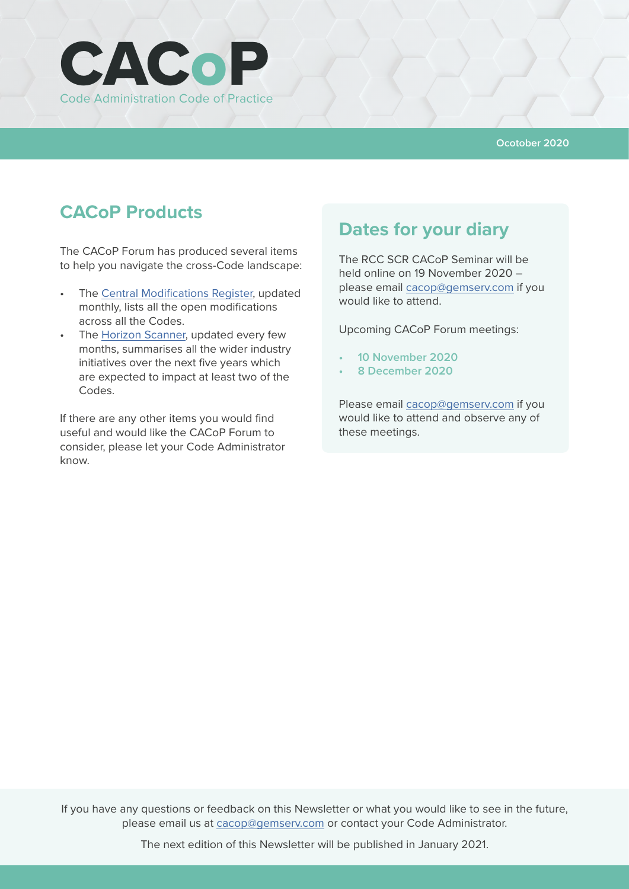# CACoP

Code Administration Code of Practice

Ocotober 2020

## CACoP Products

The CACoP Forum has produced several items to help you navigate the cross-Code landscape:

- The Central Modifications Register, updated monthly, lists all the open modifications across all the Codes.
- The Horizon Scanner, updated every few months, summarises all the wider industry initiatives over the next five years which are expected to impact at least two of the Codes.

If there are any other items you would find useful and would like the CACoP Forum to consider, please let your Code Administrator know.

## Dates for your diary

The RCC SCR CACoP Seminar will be held online on 19 November 2020 – please email cacop@gemserv.com if you would like to attend.

Upcoming CACoP Forum meetings:

- **10 November 2020**
- **8 December 2020**

Please email cacop@gemserv.com if you would like to attend and observe any of these meetings.

If you have any questions or feedback on this Newsletter or what you would like to see in the future, please email us at cacop@gemserv.com or contact your Code Administrator.

The next edition of this Newsletter will be published in January 2021.